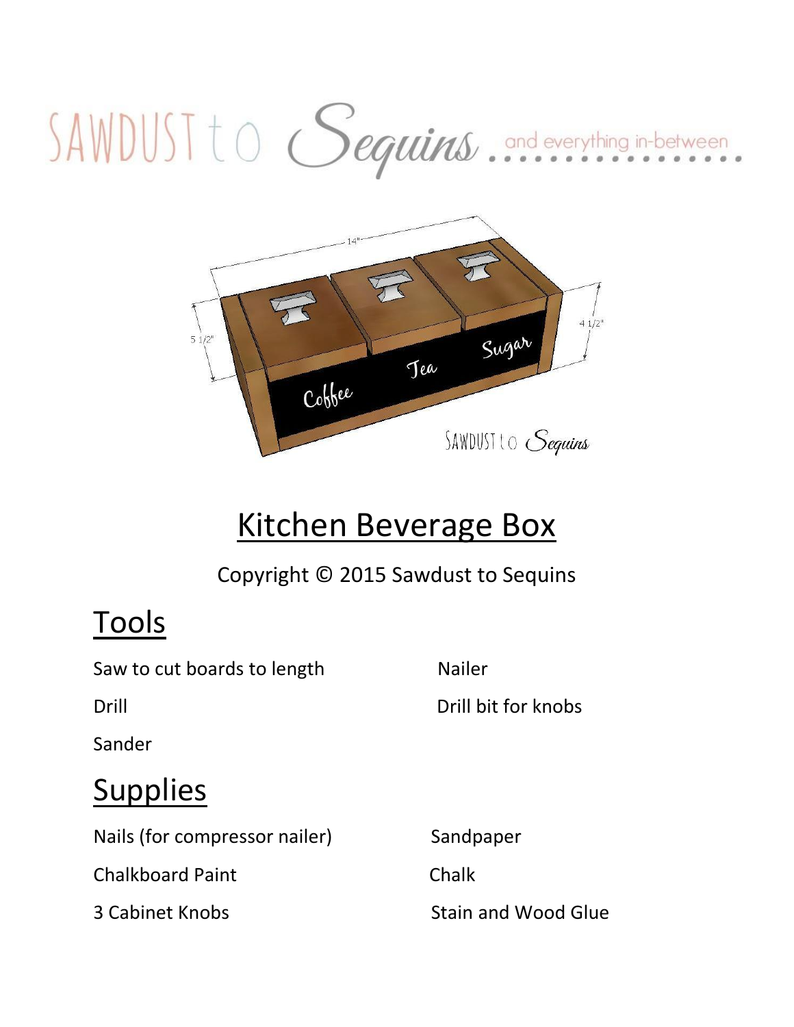# Kitchen Beverage Box

Copyright © 2015 Sawdust to Sequins

## Tools

Saw to cut boards to length

Drill

Sander

Nailer

Drill bit for knobs

## Supplies

Nails (for compressor nailer)

Chalkboard Paint

3 Cabinet Knobs

Sandpaper

Chalk

Stain and Wood Glue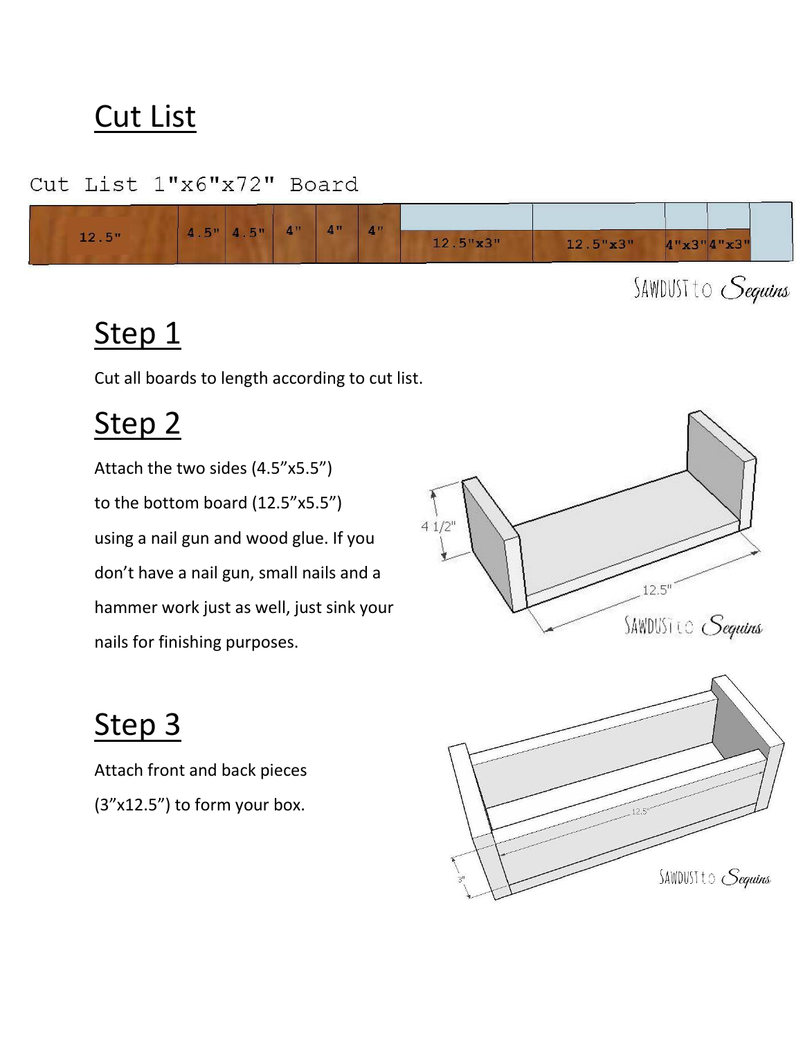# Cut List

Cut List 1"x6"x72" Board

| 12.5" | 4.5" | 4.5" | 4" | 4" | 4" | 12.5"x3" | 12.5"x3" | 4"x3" | 4"x3" |
|---|---|---|---|---|---|---|---|---|---|

# Step 1

Cut all boards to length according to cut list.

# Step 2

Attach the two sides (4.5"x5.5") to the bottom board (12.5"x5.5") using a nail gun and wood glue. If you don't have a nail gun, small nails and a hammer work just as well, just sink your nails for finishing purposes.

# Step 3

Attach front and back pieces (3"x12.5") to form your box.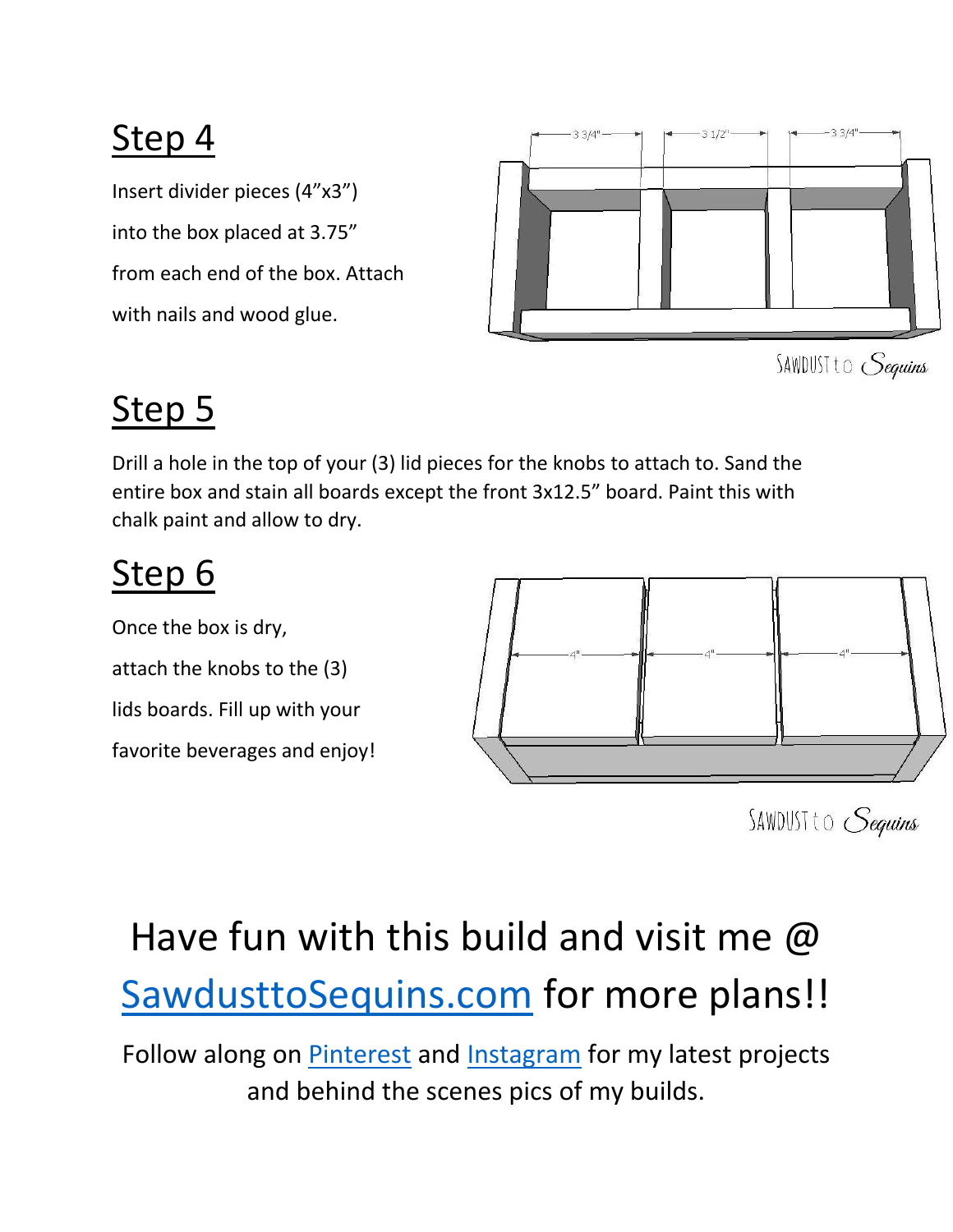## Step 4

Insert divider pieces (4"x3") into the box placed at 3.75" from each end of the box. Attach with nails and wood glue.

3 3/4"
3 1/2"
3 3/4"

SAWDUST to Sequins

## Step 5

Drill a hole in the top of your (3) lid pieces for the knobs to attach to. Sand the entire box and stain all boards except the front 3x12.5" board. Paint this with chalk paint and allow to dry.

## Step 6

Once the box is dry, attach the knobs to the (3) lids boards. Fill up with your favorite beverages and enjoy!

4"
4"
4"

SAWDUST to Sequins

# Have fun with this build and visit me @ [SawdusttoSequins.com](SawdusttoSequins.com) for more plans!!

Follow along on [Pinterest]() and [Instagram]() for my latest projects and behind the scenes pics of my builds.